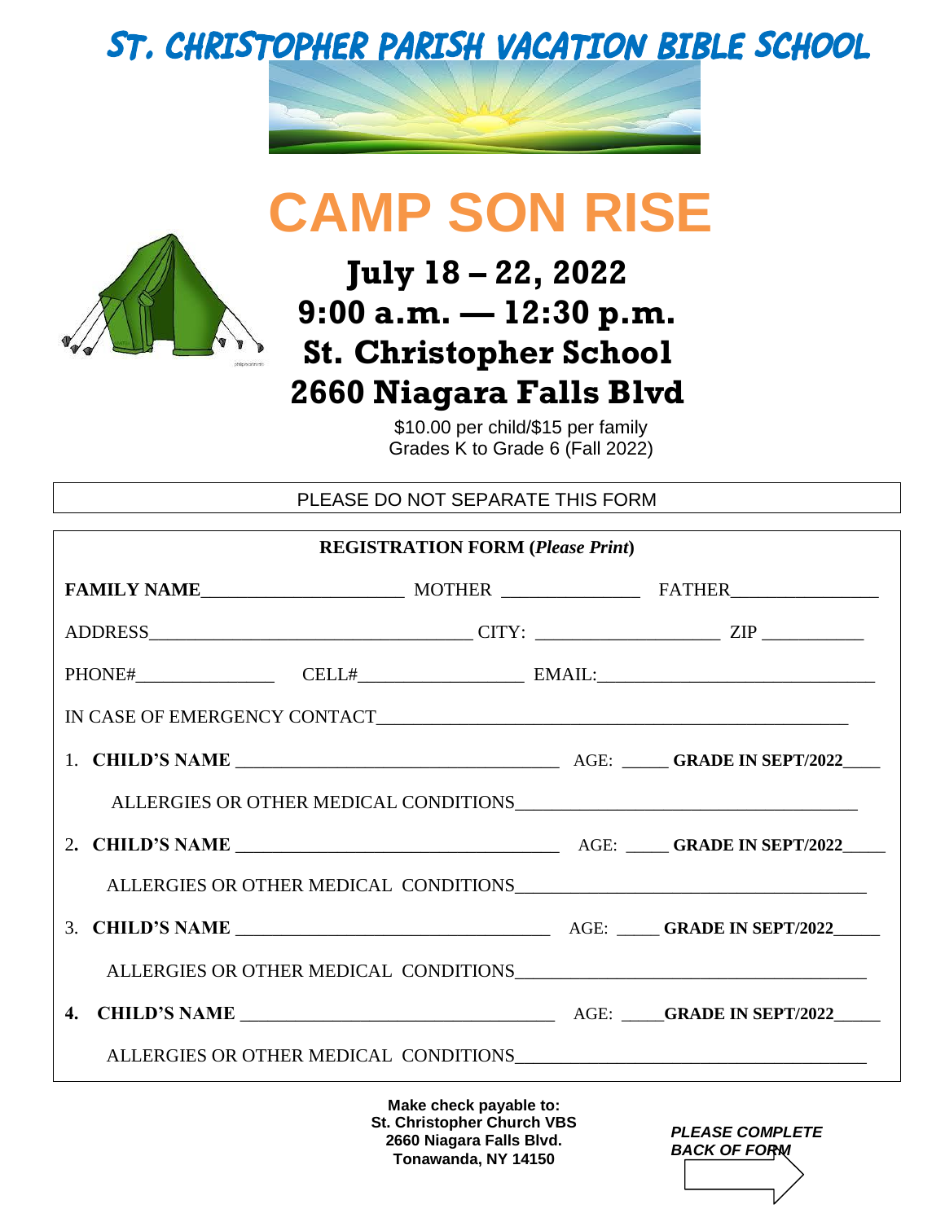# ST. CHRISTOPHER PARISH VACATION BIBLE SCHOOL

# CAMP SON RISE

## July 18 – 22, 2022
## 9:00 a.m. — 12:30 p.m.
## St. Christopher School
## 2660 Niagara Falls Blvd

$10.00 per child/$15 per family
Grades K to Grade 6 (Fall 2022)

PLEASE DO NOT SEPARATE THIS FORM

**REGISTRATION FORM (*Please Print*)**

**FAMILY NAME**\_\_\_\_\_\_\_\_\_\_\_\_\_\_\_\_\_\_\_\_ MOTHER \_\_\_\_\_\_\_\_\_\_\_\_\_\_ FATHER\_\_\_\_\_\_\_\_\_\_\_\_\_\_\_

ADDRESS\_\_\_\_\_\_\_\_\_\_\_\_\_\_\_\_\_\_\_\_\_\_\_\_\_\_\_\_\_\_\_\_ CITY: \_\_\_\_\_\_\_\_\_\_\_\_\_\_\_\_\_\_ ZIP \_\_\_\_\_\_\_\_\_\_

PHONE#\_\_\_\_\_\_\_\_\_\_\_\_\_\_ CELL#\_\_\_\_\_\_\_\_\_\_\_\_\_\_\_\_ EMAIL:\_\_\_\_\_\_\_\_\_\_\_\_\_\_\_\_\_\_\_\_\_\_\_\_\_\_

IN CASE OF EMERGENCY CONTACT\_\_\_\_\_\_\_\_\_\_\_\_\_\_\_\_\_\_\_\_\_\_\_\_\_\_\_\_\_\_\_\_\_\_\_\_\_\_\_\_\_\_\_\_\_\_\_

1. **CHILD'S NAME** \_\_\_\_\_\_\_\_\_\_\_\_\_\_\_\_\_\_\_\_\_\_\_\_\_\_\_\_\_\_\_\_ AGE: \_\_\_\_\_ **GRADE IN SEPT/2022**\_\_\_\_

   ALLERGIES OR OTHER MEDICAL CONDITIONS\_\_\_\_\_\_\_\_\_\_\_\_\_\_\_\_\_\_\_\_\_\_\_\_\_\_\_\_\_\_\_\_\_\_

2. **CHILD'S NAME** \_\_\_\_\_\_\_\_\_\_\_\_\_\_\_\_\_\_\_\_\_\_\_\_\_\_\_\_\_\_\_\_ AGE: \_\_\_\_\_ **GRADE IN SEPT/2022**\_\_\_\_\_

   ALLERGIES OR OTHER MEDICAL CONDITIONS\_\_\_\_\_\_\_\_\_\_\_\_\_\_\_\_\_\_\_\_\_\_\_\_\_\_\_\_\_\_\_\_\_\_\_

3. **CHILD'S NAME** \_\_\_\_\_\_\_\_\_\_\_\_\_\_\_\_\_\_\_\_\_\_\_\_\_\_\_\_\_\_\_\_ AGE: \_\_\_\_\_ **GRADE IN SEPT/2022**\_\_\_\_\_

   ALLERGIES OR OTHER MEDICAL CONDITIONS\_\_\_\_\_\_\_\_\_\_\_\_\_\_\_\_\_\_\_\_\_\_\_\_\_\_\_\_\_\_\_\_\_\_\_

4. **CHILD'S NAME** \_\_\_\_\_\_\_\_\_\_\_\_\_\_\_\_\_\_\_\_\_\_\_\_\_\_\_\_\_\_\_\_ AGE: \_\_\_\_\_**GRADE IN SEPT/2022**\_\_\_\_\_

   ALLERGIES OR OTHER MEDICAL CONDITIONS\_\_\_\_\_\_\_\_\_\_\_\_\_\_\_\_\_\_\_\_\_\_\_\_\_\_\_\_\_\_\_\_\_\_\_

**Make check payable to:**
**St. Christopher Church VBS**
**2660 Niagara Falls Blvd.**
**Tonawanda, NY 14150**

***PLEASE COMPLETE BACK OF FORM***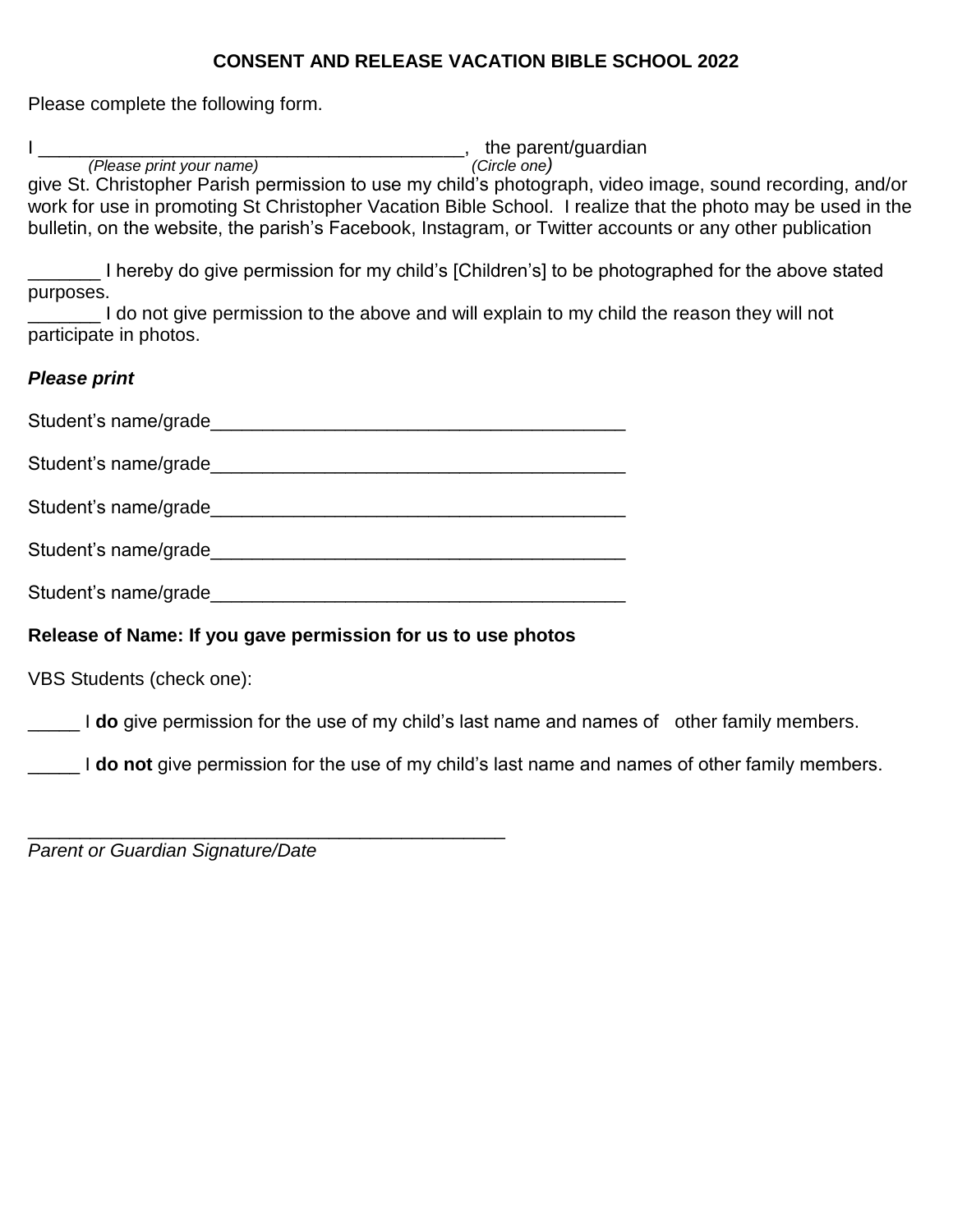**CONSENT AND RELEASE VACATION BIBLE SCHOOL 2022**

Please complete the following form.

I __________________________________________, the parent/guardian
*(Please print your name)* *(Circle one)*
give St. Christopher Parish permission to use my child's photograph, video image, sound recording, and/or work for use in promoting St Christopher Vacation Bible School. I realize that the photo may be used in the bulletin, on the website, the parish's Facebook, Instagram, or Twitter accounts or any other publication

_______ I hereby do give permission for my child's [Children's] to be photographed for the above stated purposes.

_______ I do not give permission to the above and will explain to my child the reason they will not participate in photos.

***Please print***

Student's name/grade_________________________________________

Student's name/grade_________________________________________

Student's name/grade_________________________________________

Student's name/grade_________________________________________

Student's name/grade_________________________________________

**Release of Name: If you gave permission for us to use photos**

VBS Students (check one):

_____ I **do** give permission for the use of my child's last name and names of other family members.

_____ I **do not** give permission for the use of my child's last name and names of other family members.

_______________________________________________
*Parent or Guardian Signature/Date*